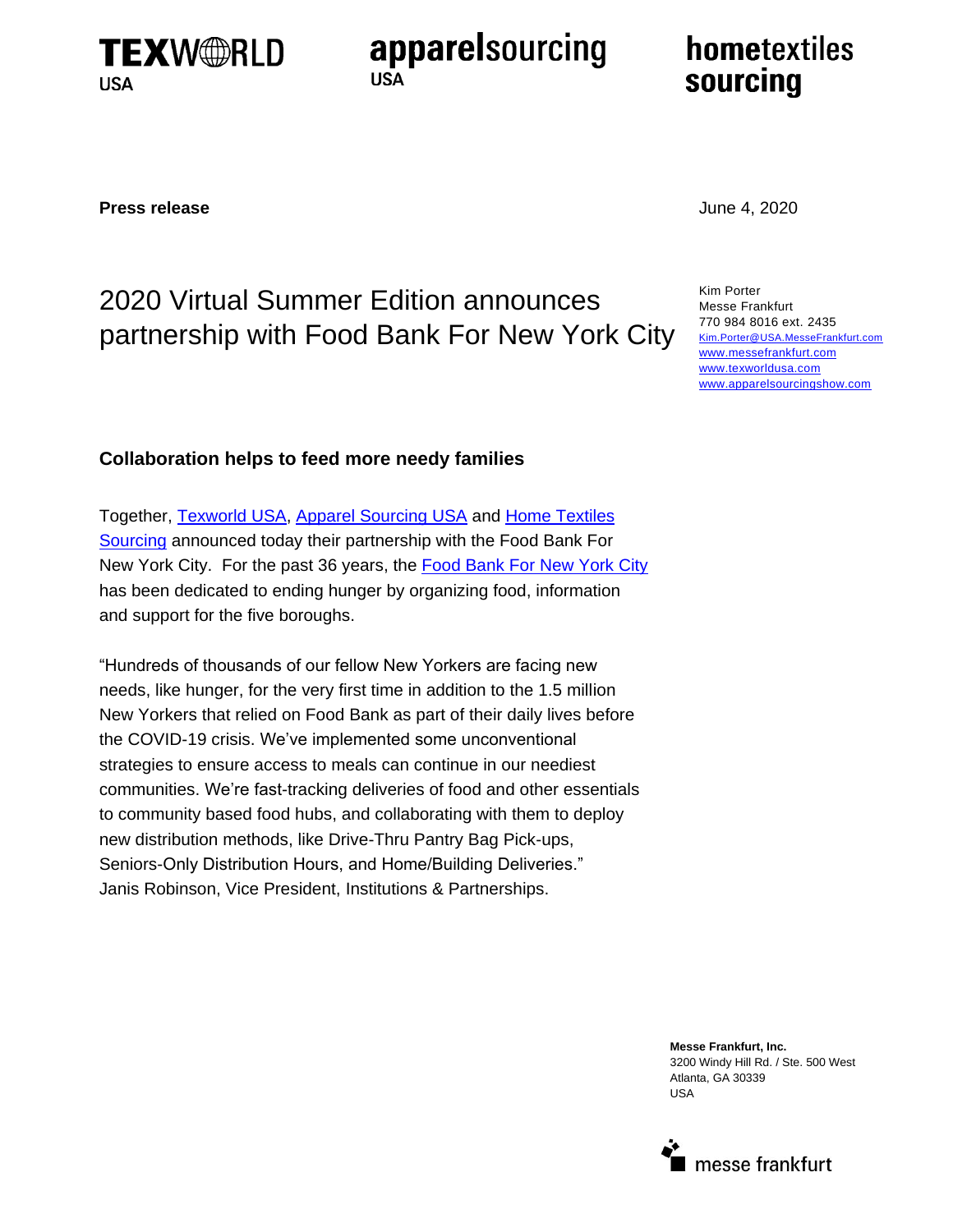TEXWORLD USA | apparelsourcing USA | hometextiles sourcing

**Press release**

June 4, 2020

# 2020 Virtual Summer Edition announces partnership with Food Bank For New York City

Kim Porter
Messe Frankfurt
770 984 8016 ext. 2435
Kim.Porter@USA.MesseFrankfurt.com
www.messefrankfurt.com
www.texworldusa.com
www.apparelsourcingshow.com

## Collaboration helps to feed more needy families

Together, Texworld USA, Apparel Sourcing USA and Home Textiles Sourcing announced today their partnership with the Food Bank For New York City. For the past 36 years, the Food Bank For New York City has been dedicated to ending hunger by organizing food, information and support for the five boroughs.

"Hundreds of thousands of our fellow New Yorkers are facing new needs, like hunger, for the very first time in addition to the 1.5 million New Yorkers that relied on Food Bank as part of their daily lives before the COVID-19 crisis. We've implemented some unconventional strategies to ensure access to meals can continue in our neediest communities. We're fast-tracking deliveries of food and other essentials to community based food hubs, and collaborating with them to deploy new distribution methods, like Drive-Thru Pantry Bag Pick-ups, Seniors-Only Distribution Hours, and Home/Building Deliveries." Janis Robinson, Vice President, Institutions & Partnerships.

**Messe Frankfurt, Inc.**
3200 Windy Hill Rd. / Ste. 500 West
Atlanta, GA 30339
USA

messe frankfurt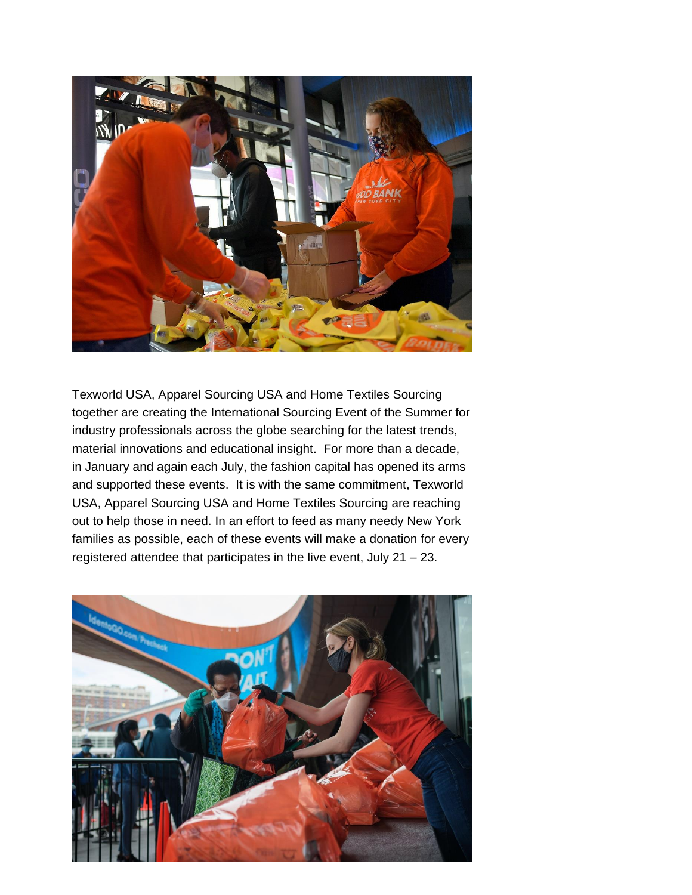Texworld USA, Apparel Sourcing USA and Home Textiles Sourcing together are creating the International Sourcing Event of the Summer for industry professionals across the globe searching for the latest trends, material innovations and educational insight. For more than a decade, in January and again each July, the fashion capital has opened its arms and supported these events. It is with the same commitment, Texworld USA, Apparel Sourcing USA and Home Textiles Sourcing are reaching out to help those in need. In an effort to feed as many needy New York families as possible, each of these events will make a donation for every registered attendee that participates in the live event, July 21 – 23.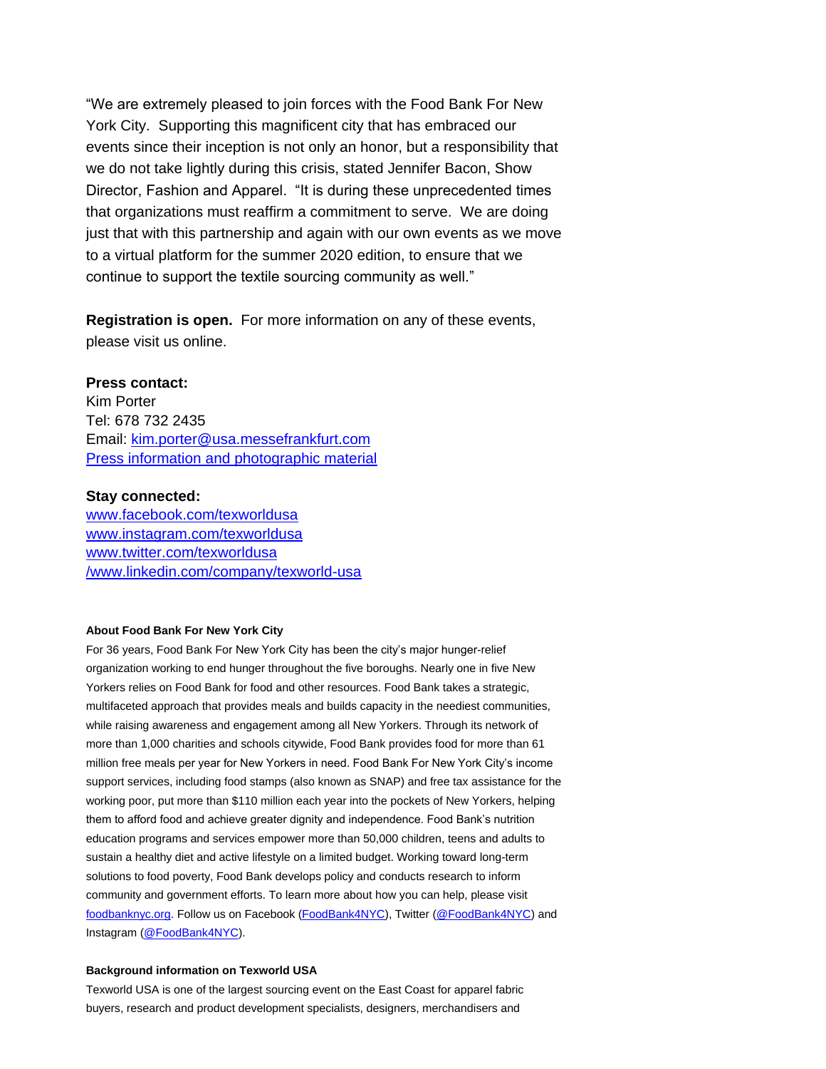"We are extremely pleased to join forces with the Food Bank For New York City. Supporting this magnificent city that has embraced our events since their inception is not only an honor, but a responsibility that we do not take lightly during this crisis, stated Jennifer Bacon, Show Director, Fashion and Apparel. "It is during these unprecedented times that organizations must reaffirm a commitment to serve. We are doing just that with this partnership and again with our own events as we move to a virtual platform for the summer 2020 edition, to ensure that we continue to support the textile sourcing community as well."

**Registration is open.** For more information on any of these events, please visit us online.

**Press contact:**
Kim Porter
Tel: 678 732 2435
Email: kim.porter@usa.messefrankfurt.com
Press information and photographic material

**Stay connected:**
www.facebook.com/texworldusa
www.instagram.com/texworldusa
www.twitter.com/texworldusa
/www.linkedin.com/company/texworld-usa

**About Food Bank For New York City**

For 36 years, Food Bank For New York City has been the city's major hunger-relief organization working to end hunger throughout the five boroughs. Nearly one in five New Yorkers relies on Food Bank for food and other resources. Food Bank takes a strategic, multifaceted approach that provides meals and builds capacity in the neediest communities, while raising awareness and engagement among all New Yorkers. Through its network of more than 1,000 charities and schools citywide, Food Bank provides food for more than 61 million free meals per year for New Yorkers in need. Food Bank For New York City's income support services, including food stamps (also known as SNAP) and free tax assistance for the working poor, put more than $110 million each year into the pockets of New Yorkers, helping them to afford food and achieve greater dignity and independence. Food Bank's nutrition education programs and services empower more than 50,000 children, teens and adults to sustain a healthy diet and active lifestyle on a limited budget. Working toward long-term solutions to food poverty, Food Bank develops policy and conducts research to inform community and government efforts. To learn more about how you can help, please visit foodbanknyc.org. Follow us on Facebook (FoodBank4NYC), Twitter (@FoodBank4NYC) and Instagram (@FoodBank4NYC).

**Background information on Texworld USA**

Texworld USA is one of the largest sourcing event on the East Coast for apparel fabric buyers, research and product development specialists, designers, merchandisers and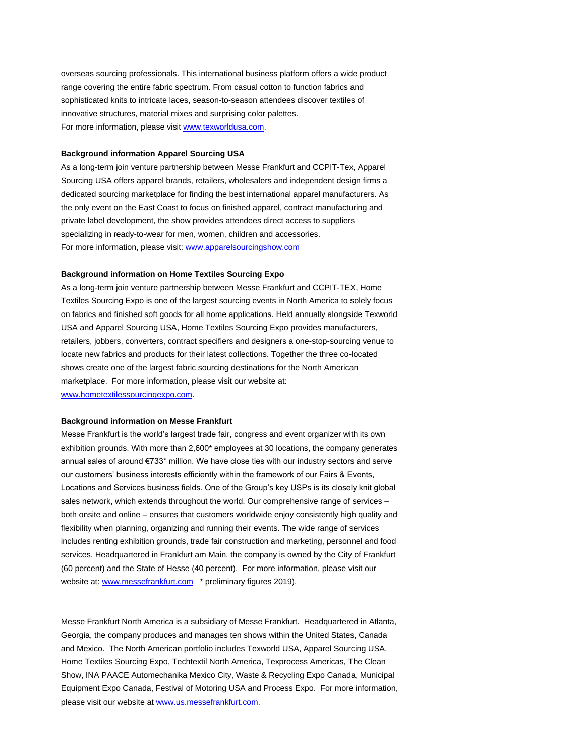overseas sourcing professionals. This international business platform offers a wide product range covering the entire fabric spectrum. From casual cotton to function fabrics and sophisticated knits to intricate laces, season-to-season attendees discover textiles of innovative structures, material mixes and surprising color palettes.
For more information, please visit www.texworldusa.com.

**Background information Apparel Sourcing USA**

As a long-term join venture partnership between Messe Frankfurt and CCPIT-Tex, Apparel Sourcing USA offers apparel brands, retailers, wholesalers and independent design firms a dedicated sourcing marketplace for finding the best international apparel manufacturers. As the only event on the East Coast to focus on finished apparel, contract manufacturing and private label development, the show provides attendees direct access to suppliers specializing in ready-to-wear for men, women, children and accessories.
For more information, please visit: www.apparelsourcingshow.com

**Background information on Home Textiles Sourcing Expo**

As a long-term join venture partnership between Messe Frankfurt and CCPIT-TEX, Home Textiles Sourcing Expo is one of the largest sourcing events in North America to solely focus on fabrics and finished soft goods for all home applications. Held annually alongside Texworld USA and Apparel Sourcing USA, Home Textiles Sourcing Expo provides manufacturers, retailers, jobbers, converters, contract specifiers and designers a one-stop-sourcing venue to locate new fabrics and products for their latest collections. Together the three co-located shows create one of the largest fabric sourcing destinations for the North American marketplace. For more information, please visit our website at: www.hometextilessourcingexpo.com.

**Background information on Messe Frankfurt**

Messe Frankfurt is the world's largest trade fair, congress and event organizer with its own exhibition grounds. With more than 2,600* employees at 30 locations, the company generates annual sales of around €733* million. We have close ties with our industry sectors and serve our customers' business interests efficiently within the framework of our Fairs & Events, Locations and Services business fields. One of the Group's key USPs is its closely knit global sales network, which extends throughout the world. Our comprehensive range of services – both onsite and online – ensures that customers worldwide enjoy consistently high quality and flexibility when planning, organizing and running their events. The wide range of services includes renting exhibition grounds, trade fair construction and marketing, personnel and food services. Headquartered in Frankfurt am Main, the company is owned by the City of Frankfurt (60 percent) and the State of Hesse (40 percent). For more information, please visit our website at: www.messefrankfurt.com * preliminary figures 2019).

Messe Frankfurt North America is a subsidiary of Messe Frankfurt. Headquartered in Atlanta, Georgia, the company produces and manages ten shows within the United States, Canada and Mexico. The North American portfolio includes Texworld USA, Apparel Sourcing USA, Home Textiles Sourcing Expo, Techtextil North America, Texprocess Americas, The Clean Show, INA PAACE Automechanika Mexico City, Waste & Recycling Expo Canada, Municipal Equipment Expo Canada, Festival of Motoring USA and Process Expo. For more information, please visit our website at www.us.messefrankfurt.com.